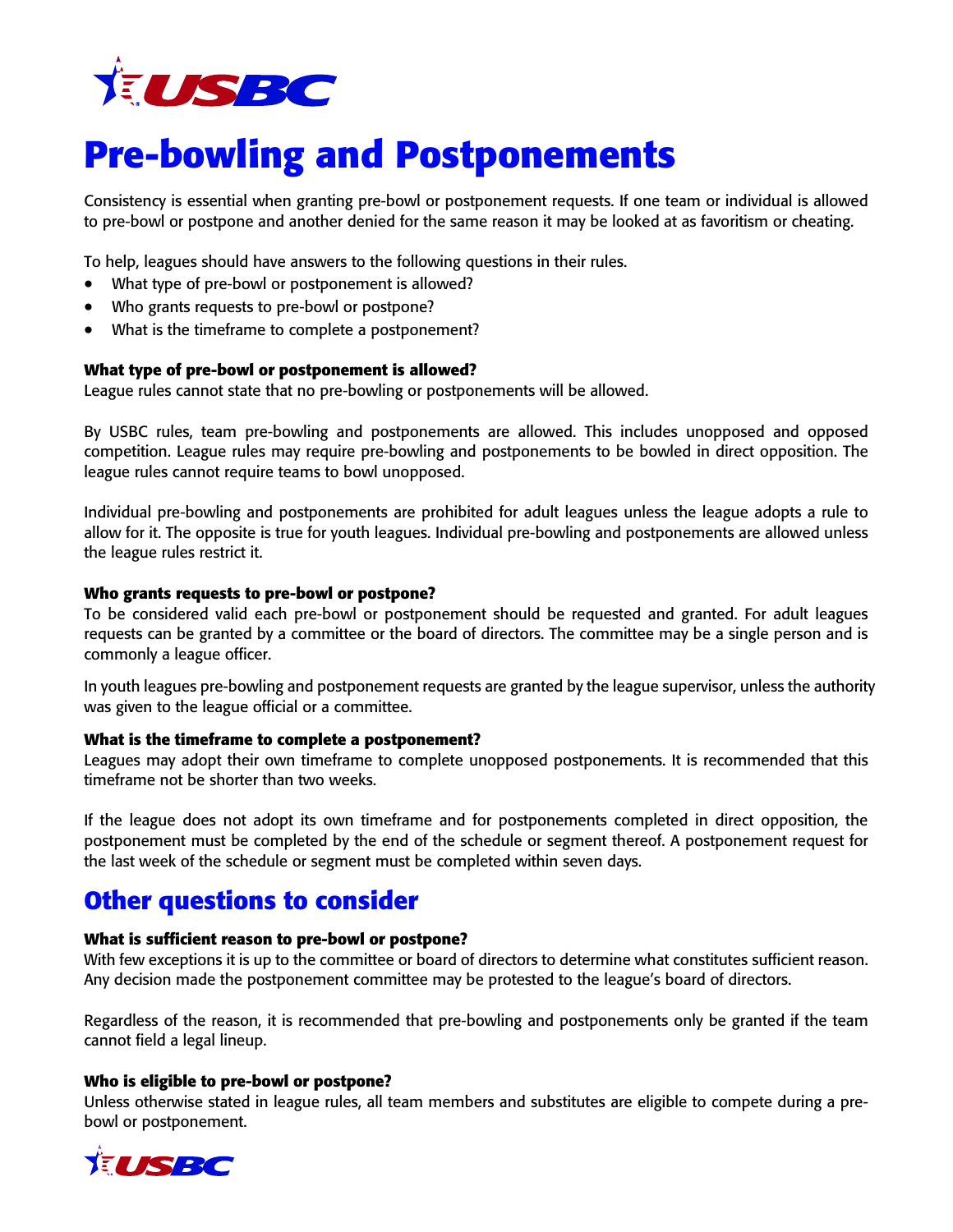# Pre-bowling and Postponements

Consistency is essential when granting pre-bowl or postponement requests. If one team or individual is allowed to pre-bowl or postpone and another denied for the same reason it may be looked at as favoritism or cheating.

To help, leagues should have answers to the following questions in their rules.

- What type of pre-bowl or postponement is allowed?
- Who grants requests to pre-bowl or postpone?
- What is the timeframe to complete a postponement?

### What type of pre-bowl or postponement is allowed?

League rules cannot state that no pre-bowling or postponements will be allowed.

By USBC rules, team pre-bowling and postponements are allowed. This includes unopposed and opposed competition. League rules may require pre-bowling and postponements to be bowled in direct opposition. The league rules cannot require teams to bowl unopposed.

Individual pre-bowling and postponements are prohibited for adult leagues unless the league adopts a rule to allow for it. The opposite is true for youth leagues. Individual pre-bowling and postponements are allowed unless the league rules restrict it.

### Who grants requests to pre-bowl or postpone?

To be considered valid each pre-bowl or postponement should be requested and granted. For adult leagues requests can be granted by a committee or the board of directors. The committee may be a single person and is commonly a league officer.

In youth leagues pre-bowling and postponement requests are granted by the league supervisor, unless the authority was given to the league official or a committee.

### What is the timeframe to complete a postponement?

Leagues may adopt their own timeframe to complete unopposed postponements. It is recommended that this timeframe not be shorter than two weeks.

If the league does not adopt its own timeframe and for postponements completed in direct opposition, the postponement must be completed by the end of the schedule or segment thereof. A postponement request for the last week of the schedule or segment must be completed within seven days.

## Other questions to consider

### What is sufficient reason to pre-bowl or postpone?

With few exceptions it is up to the committee or board of directors to determine what constitutes sufficient reason. Any decision made the postponement committee may be protested to the league's board of directors.

Regardless of the reason, it is recommended that pre-bowling and postponements only be granted if the team cannot field a legal lineup.

### Who is eligible to pre-bowl or postpone?

Unless otherwise stated in league rules, all team members and substitutes are eligible to compete during a pre-bowl or postponement.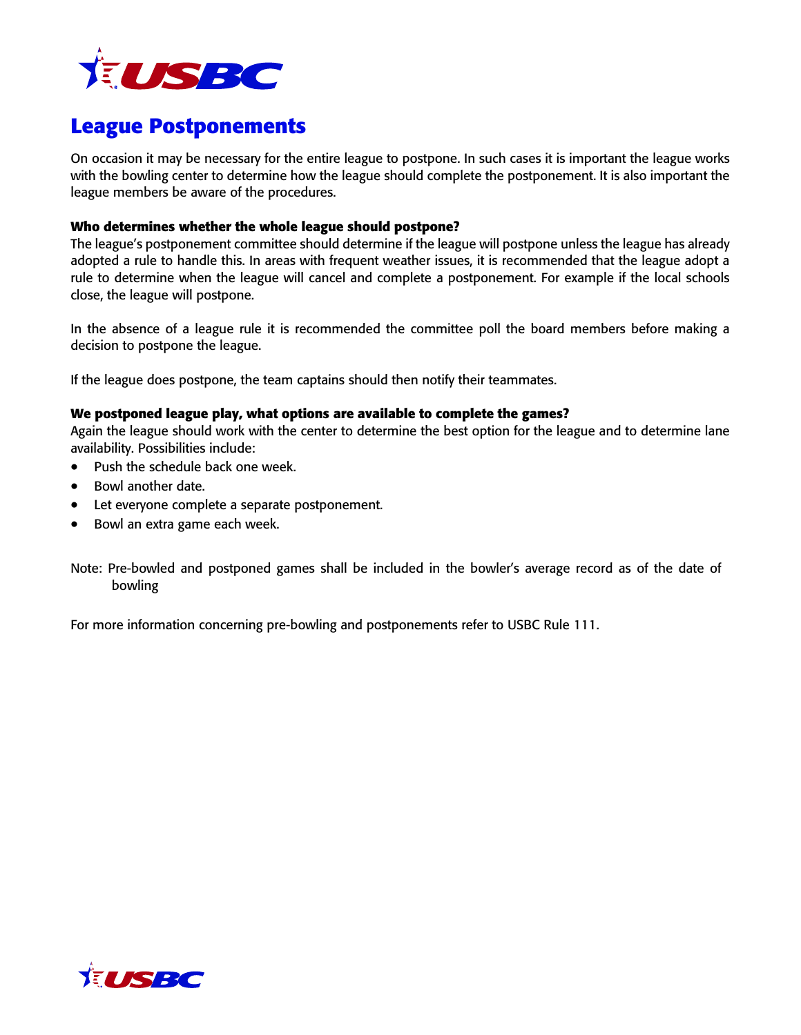# League Postponements

On occasion it may be necessary for the entire league to postpone. In such cases it is important the league works with the bowling center to determine how the league should complete the postponement. It is also important the league members be aware of the procedures.

**Who determines whether the whole league should postpone?**

The league's postponement committee should determine if the league will postpone unless the league has already adopted a rule to handle this. In areas with frequent weather issues, it is recommended that the league adopt a rule to determine when the league will cancel and complete a postponement. For example if the local schools close, the league will postpone.

In the absence of a league rule it is recommended the committee poll the board members before making a decision to postpone the league.

If the league does postpone, the team captains should then notify their teammates.

**We postponed league play, what options are available to complete the games?**

Again the league should work with the center to determine the best option for the league and to determine lane availability. Possibilities include:

- Push the schedule back one week.
- Bowl another date.
- Let everyone complete a separate postponement.
- Bowl an extra game each week.

Note: Pre-bowled and postponed games shall be included in the bowler's average record as of the date of bowling

For more information concerning pre-bowling and postponements refer to USBC Rule 111.